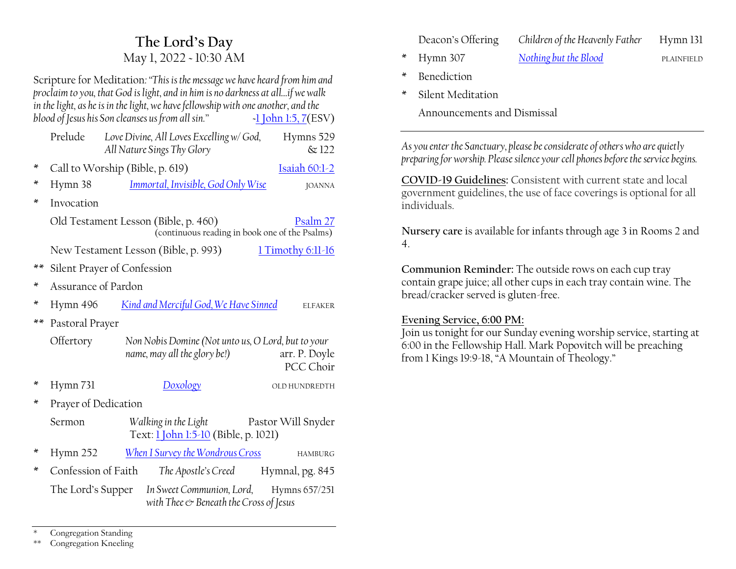# The Lord's Day

May 1, 2022 ~ 10:30 AM

Scripture for Meditation: *"This is the message we have heard from him and proclaim to you, that God is light, and in him is no darkness at all…if we walk in the light, as he is in the light, we have fellowship with one another, and the blood of Jesus his Son cleanses us from all sin."* ~1 John 1:5, 7(ESV)

| | | | |
|---|---|---|---|
| | Prelude | *Love Divine, All Loves Excelling w/ God, All Nature Sings Thy Glory* | Hymns 529 & 122 |
| * | Call to Worship (Bible, p. 619) | | Isaiah 60:1-2 |
| * | Hymn 38 | *Immortal, Invisible, God Only Wise* | JOANNA |
| * | Invocation | | |
| | Old Testament Lesson (Bible, p. 460) (continuous reading in book one of the Psalms) | | Psalm 27 |
| | New Testament Lesson (Bible, p. 993) | | 1 Timothy 6:11-16 |
| ** | Silent Prayer of Confession | | |
| * | Assurance of Pardon | | |
| * | Hymn 496 | *Kind and Merciful God, We Have Sinned* | ELFAKER |
| ** | Pastoral Prayer | | |
| | Offertory | *Non Nobis Domine (Not unto us, O Lord, but to your name, may all the glory be!)* | arr. P. Doyle PCC Choir |
| * | Hymn 731 | *Doxology* | OLD HUNDREDTH |
| * | Prayer of Dedication | | |
| | Sermon | *Walking in the Light* Text: 1 John 1:5-10 (Bible, p. 1021) | Pastor Will Snyder |
| * | Hymn 252 | *When I Survey the Wondrous Cross* | HAMBURG |
| * | Confession of Faith | *The Apostle's Creed* | Hymnal, pg. 845 |
| | The Lord's Supper | *In Sweet Communion, Lord, with Thee & Beneath the Cross of Jesus* | Hymns 657/251 |
| | Deacon's Offering | *Children of the Heavenly Father* | Hymn 131 |
| * | Hymn 307 | *Nothing but the Blood* | PLAINFIELD |
| * | Benediction | | |
| * | Silent Meditation | | |
| | Announcements and Dismissal | | |

\* Congregation Standing
\*\* Congregation Kneeling

---

*As you enter the Sanctuary, please be considerate of others who are quietly preparing for worship. Please silence your cell phones before the service begins.*

**COVID-19 Guidelines:** Consistent with current state and local government guidelines, the use of face coverings is optional for all individuals.

**Nursery care** is available for infants through age 3 in Rooms 2 and 4.

**Communion Reminder:** The outside rows on each cup tray contain grape juice; all other cups in each tray contain wine. The bread/cracker served is gluten-free.

**Evening Service, 6:00 PM:**
Join us tonight for our Sunday evening worship service, starting at 6:00 in the Fellowship Hall. Mark Popovitch will be preaching from 1 Kings 19:9-18, "A Mountain of Theology."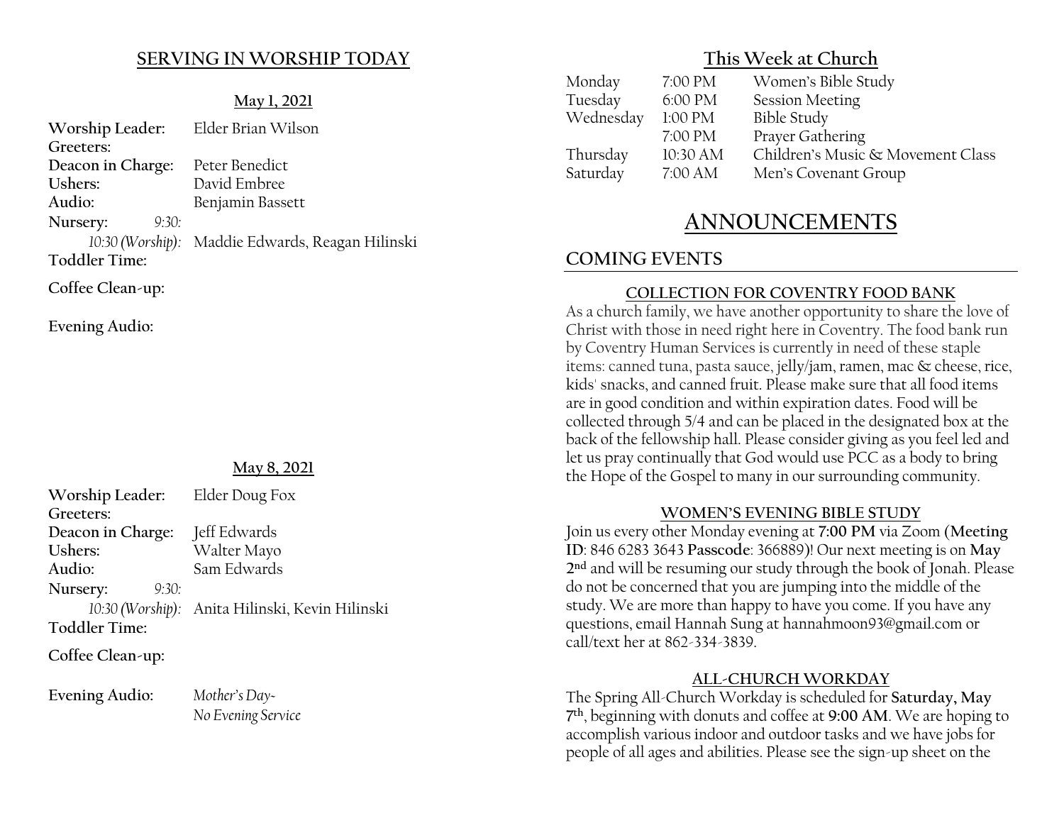## SERVING IN WORSHIP TODAY

**May 1, 2021**

| | |
|---|---|
| **Worship Leader:** | Elder Brian Wilson |
| **Greeters:** | |
| **Deacon in Charge:** | Peter Benedict |
| **Ushers:** | David Embree |
| **Audio:** | Benjamin Bassett |
| **Nursery:** *9:30:* | |
| *10:30 (Worship):* | Maddie Edwards, Reagan Hilinski |
| **Toddler Time:** | |
| **Coffee Clean-up:** | |
| **Evening Audio:** | |

**May 8, 2021**

| | |
|---|---|
| **Worship Leader:** | Elder Doug Fox |
| **Greeters:** | |
| **Deacon in Charge:** | Jeff Edwards |
| **Ushers:** | Walter Mayo |
| **Audio:** | Sam Edwards |
| **Nursery:** *9:30:* | |
| *10:30 (Worship):* | Anita Hilinski, Kevin Hilinski |
| **Toddler Time:** | |
| **Coffee Clean-up:** | |
| **Evening Audio:** | *Mother's Day- No Evening Service* |

## This Week at Church

| | | |
|---|---|---|
| Monday | 7:00 PM | Women's Bible Study |
| Tuesday | 6:00 PM | Session Meeting |
| Wednesday | 1:00 PM | Bible Study |
| | 7:00 PM | Prayer Gathering |
| Thursday | 10:30 AM | Children's Music & Movement Class |
| Saturday | 7:00 AM | Men's Covenant Group |

# ANNOUNCEMENTS

## COMING EVENTS

### COLLECTION FOR COVENTRY FOOD BANK

As a church family, we have another opportunity to share the love of Christ with those in need right here in Coventry. The food bank run by Coventry Human Services is currently in need of these staple items: canned tuna, pasta sauce, jelly/jam, ramen, mac & cheese, rice, kids' snacks, and canned fruit. Please make sure that all food items are in good condition and within expiration dates. Food will be collected through 5/4 and can be placed in the designated box at the back of the fellowship hall. Please consider giving as you feel led and let us pray continually that God would use PCC as a body to bring the Hope of the Gospel to many in our surrounding community.

### WOMEN'S EVENING BIBLE STUDY

Join us every other Monday evening at **7:00 PM** via Zoom (**Meeting ID**: 846 6283 3643 **Passcode**: 366889)! Our next meeting is on **May 2nd** and will be resuming our study through the book of Jonah. Please do not be concerned that you are jumping into the middle of the study. We are more than happy to have you come. If you have any questions, email Hannah Sung at hannahmoon93@gmail.com or call/text her at 862-334-3839.

### ALL-CHURCH WORKDAY

The Spring All-Church Workday is scheduled for **Saturday, May 7th**, beginning with donuts and coffee at **9:00 AM**. We are hoping to accomplish various indoor and outdoor tasks and we have jobs for people of all ages and abilities. Please see the sign-up sheet on the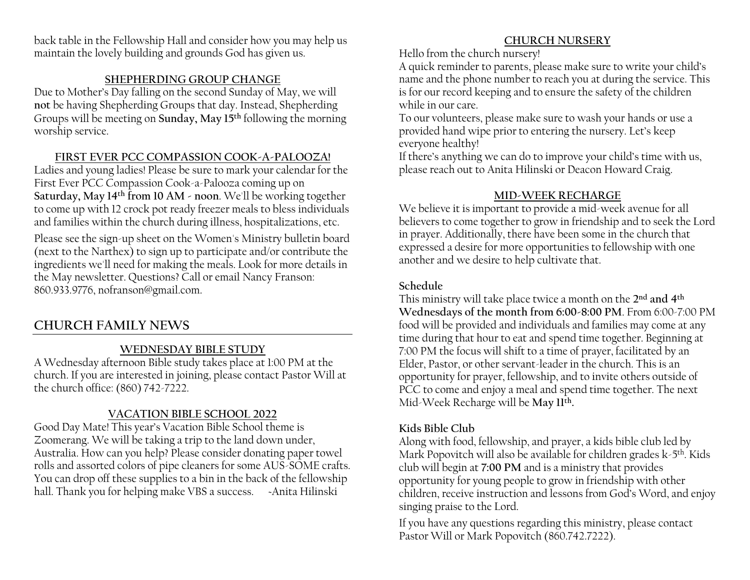back table in the Fellowship Hall and consider how you may help us maintain the lovely building and grounds God has given us.

### SHEPHERDING GROUP CHANGE

Due to Mother's Day falling on the second Sunday of May, we will **not** be having Shepherding Groups that day. Instead, Shepherding Groups will be meeting on **Sunday, May 15th** following the morning worship service.

### FIRST EVER PCC COMPASSION COOK-A-PALOOZA!

Ladies and young ladies! Please be sure to mark your calendar for the First Ever PCC Compassion Cook-a-Palooza coming up on **Saturday, May 14th from 10 AM - noon**. We'll be working together to come up with 12 crock pot ready freezer meals to bless individuals and families within the church during illness, hospitalizations, etc.

Please see the sign-up sheet on the Women's Ministry bulletin board (next to the Narthex) to sign up to participate and/or contribute the ingredients we'll need for making the meals. Look for more details in the May newsletter. Questions? Call or email Nancy Franson: 860.933.9776, nofranson@gmail.com.

## CHURCH FAMILY NEWS

### WEDNESDAY BIBLE STUDY

A Wednesday afternoon Bible study takes place at 1:00 PM at the church. If you are interested in joining, please contact Pastor Will at the church office: (860) 742-7222.

### VACATION BIBLE SCHOOL 2022

Good Day Mate! This year's Vacation Bible School theme is Zoomerang. We will be taking a trip to the land down under, Australia. How can you help? Please consider donating paper towel rolls and assorted colors of pipe cleaners for some AUS-SOME crafts. You can drop off these supplies to a bin in the back of the fellowship hall. Thank you for helping make VBS a success. -Anita Hilinski

### CHURCH NURSERY

Hello from the church nursery!

A quick reminder to parents, please make sure to write your child's name and the phone number to reach you at during the service. This is for our record keeping and to ensure the safety of the children while in our care.

To our volunteers, please make sure to wash your hands or use a provided hand wipe prior to entering the nursery. Let's keep everyone healthy!

If there's anything we can do to improve your child's time with us, please reach out to Anita Hilinski or Deacon Howard Craig.

### MID-WEEK RECHARGE

We believe it is important to provide a mid-week avenue for all believers to come together to grow in friendship and to seek the Lord in prayer. Additionally, there have been some in the church that expressed a desire for more opportunities to fellowship with one another and we desire to help cultivate that.

**Schedule**

This ministry will take place twice a month on the **2nd and 4th Wednesdays of the month from 6:00-8:00 PM**. From 6:00-7:00 PM food will be provided and individuals and families may come at any time during that hour to eat and spend time together. Beginning at 7:00 PM the focus will shift to a time of prayer, facilitated by an Elder, Pastor, or other servant-leader in the church. This is an opportunity for prayer, fellowship, and to invite others outside of PCC to come and enjoy a meal and spend time together. The next Mid-Week Recharge will be **May 11th.**

**Kids Bible Club**

Along with food, fellowship, and prayer, a kids bible club led by Mark Popovitch will also be available for children grades k-5th. Kids club will begin at **7:00 PM** and is a ministry that provides opportunity for young people to grow in friendship with other children, receive instruction and lessons from God's Word, and enjoy singing praise to the Lord.

If you have any questions regarding this ministry, please contact Pastor Will or Mark Popovitch (860.742.7222).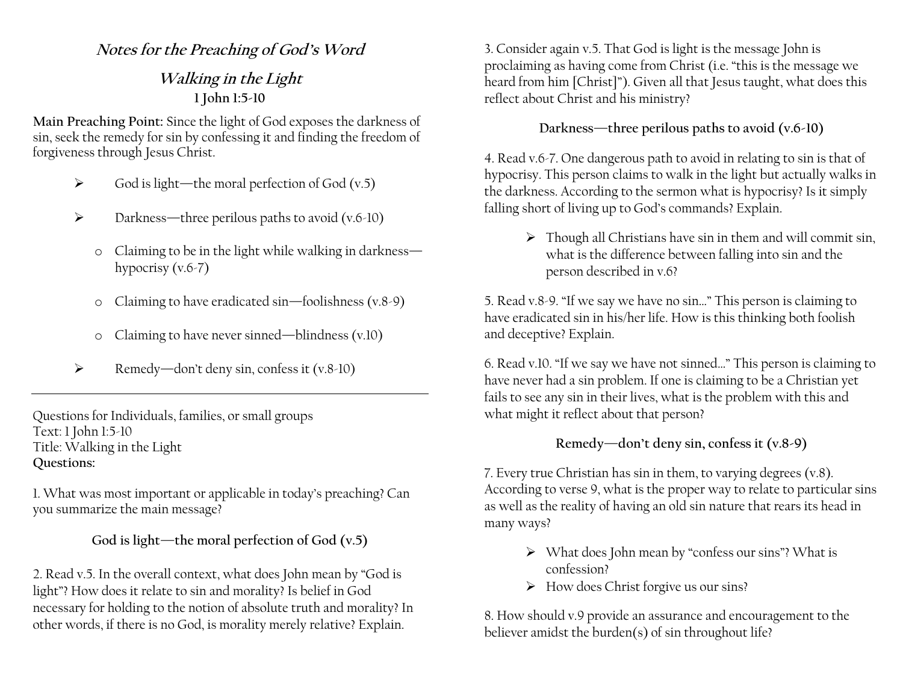## *Notes for the Preaching of God's Word*

### *Walking in the Light*

**1 John 1:5-10**

**Main Preaching Point:** Since the light of God exposes the darkness of sin, seek the remedy for sin by confessing it and finding the freedom of forgiveness through Jesus Christ.

- God is light—the moral perfection of God (v.5)
- Darkness—three perilous paths to avoid (v.6-10)
  - Claiming to be in the light while walking in darkness—hypocrisy (v.6-7)
  - Claiming to have eradicated sin—foolishness (v.8-9)
  - Claiming to have never sinned—blindness (v.10)
- Remedy—don't deny sin, confess it (v.8-10)

---

Questions for Individuals, families, or small groups
Text: 1 John 1:5-10
Title: Walking in the Light
**Questions:**

1. What was most important or applicable in today's preaching? Can you summarize the main message?

**God is light—the moral perfection of God (v.5)**

2. Read v.5. In the overall context, what does John mean by "God is light"? How does it relate to sin and morality? Is belief in God necessary for holding to the notion of absolute truth and morality? In other words, if there is no God, is morality merely relative? Explain.

3. Consider again v.5. That God is light is the message John is proclaiming as having come from Christ (i.e. "this is the message we heard from him [Christ]"). Given all that Jesus taught, what does this reflect about Christ and his ministry?

**Darkness—three perilous paths to avoid (v.6-10)**

4. Read v.6-7. One dangerous path to avoid in relating to sin is that of hypocrisy. This person claims to walk in the light but actually walks in the darkness. According to the sermon what is hypocrisy? Is it simply falling short of living up to God's commands? Explain.

- Though all Christians have sin in them and will commit sin, what is the difference between falling into sin and the person described in v.6?

5. Read v.8-9. "If we say we have no sin…" This person is claiming to have eradicated sin in his/her life. How is this thinking both foolish and deceptive? Explain.

6. Read v.10. "If we say we have not sinned…" This person is claiming to have never had a sin problem. If one is claiming to be a Christian yet fails to see any sin in their lives, what is the problem with this and what might it reflect about that person?

**Remedy—don't deny sin, confess it (v.8-9)**

7. Every true Christian has sin in them, to varying degrees (v.8). According to verse 9, what is the proper way to relate to particular sins as well as the reality of having an old sin nature that rears its head in many ways?

- What does John mean by "confess our sins"? What is confession?
- How does Christ forgive us our sins?

8. How should v.9 provide an assurance and encouragement to the believer amidst the burden(s) of sin throughout life?